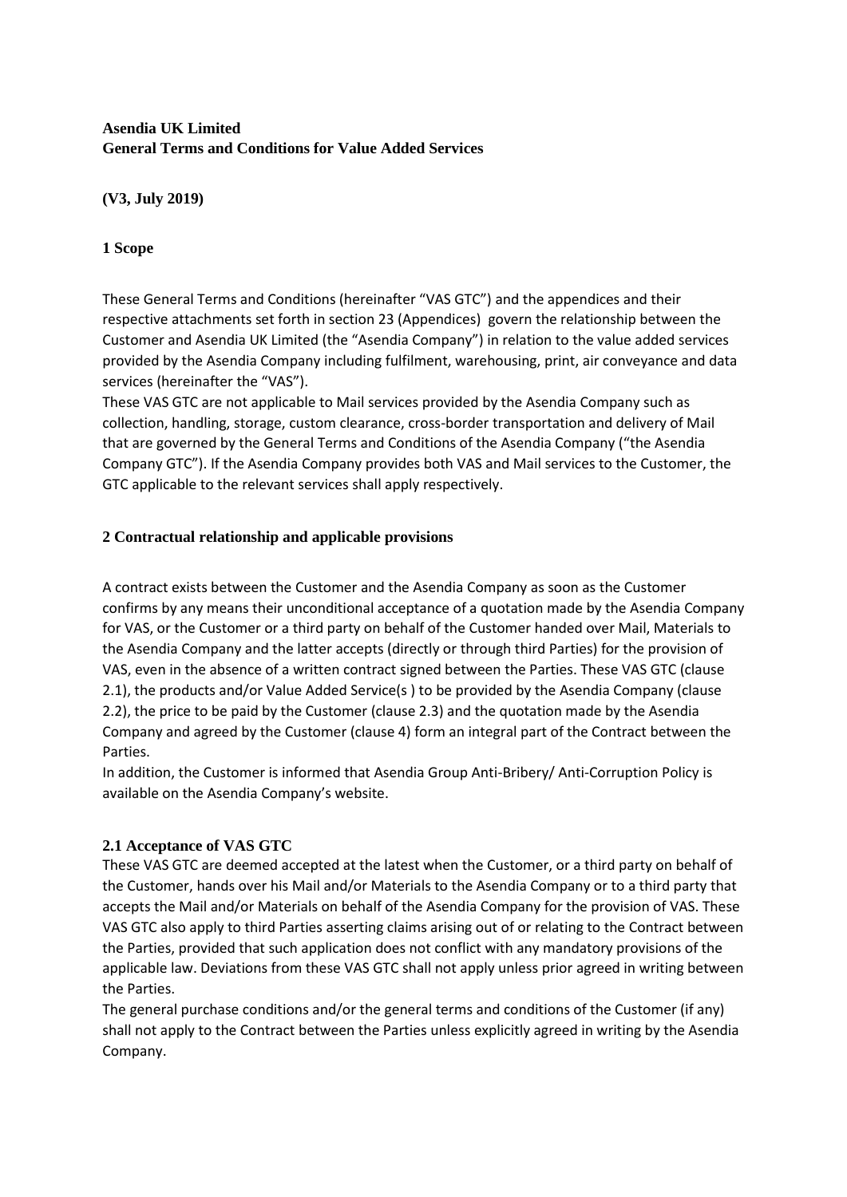**Asendia UK Limited**
**General Terms and Conditions for Value Added Services**

**(V3, July 2019)**

## 1 Scope

These General Terms and Conditions (hereinafter "VAS GTC") and the appendices and their respective attachments set forth in section 23 (Appendices) govern the relationship between the Customer and Asendia UK Limited (the "Asendia Company") in relation to the value added services provided by the Asendia Company including fulfilment, warehousing, print, air conveyance and data services (hereinafter the "VAS").

These VAS GTC are not applicable to Mail services provided by the Asendia Company such as collection, handling, storage, custom clearance, cross-border transportation and delivery of Mail that are governed by the General Terms and Conditions of the Asendia Company ("the Asendia Company GTC"). If the Asendia Company provides both VAS and Mail services to the Customer, the GTC applicable to the relevant services shall apply respectively.

## 2 Contractual relationship and applicable provisions

A contract exists between the Customer and the Asendia Company as soon as the Customer confirms by any means their unconditional acceptance of a quotation made by the Asendia Company for VAS, or the Customer or a third party on behalf of the Customer handed over Mail, Materials to the Asendia Company and the latter accepts (directly or through third Parties) for the provision of VAS, even in the absence of a written contract signed between the Parties. These VAS GTC (clause 2.1), the products and/or Value Added Service(s ) to be provided by the Asendia Company (clause 2.2), the price to be paid by the Customer (clause 2.3) and the quotation made by the Asendia Company and agreed by the Customer (clause 4) form an integral part of the Contract between the Parties.

In addition, the Customer is informed that Asendia Group Anti-Bribery/ Anti-Corruption Policy is available on the Asendia Company's website.

### 2.1 Acceptance of VAS GTC

These VAS GTC are deemed accepted at the latest when the Customer, or a third party on behalf of the Customer, hands over his Mail and/or Materials to the Asendia Company or to a third party that accepts the Mail and/or Materials on behalf of the Asendia Company for the provision of VAS. These VAS GTC also apply to third Parties asserting claims arising out of or relating to the Contract between the Parties, provided that such application does not conflict with any mandatory provisions of the applicable law. Deviations from these VAS GTC shall not apply unless prior agreed in writing between the Parties.

The general purchase conditions and/or the general terms and conditions of the Customer (if any) shall not apply to the Contract between the Parties unless explicitly agreed in writing by the Asendia Company.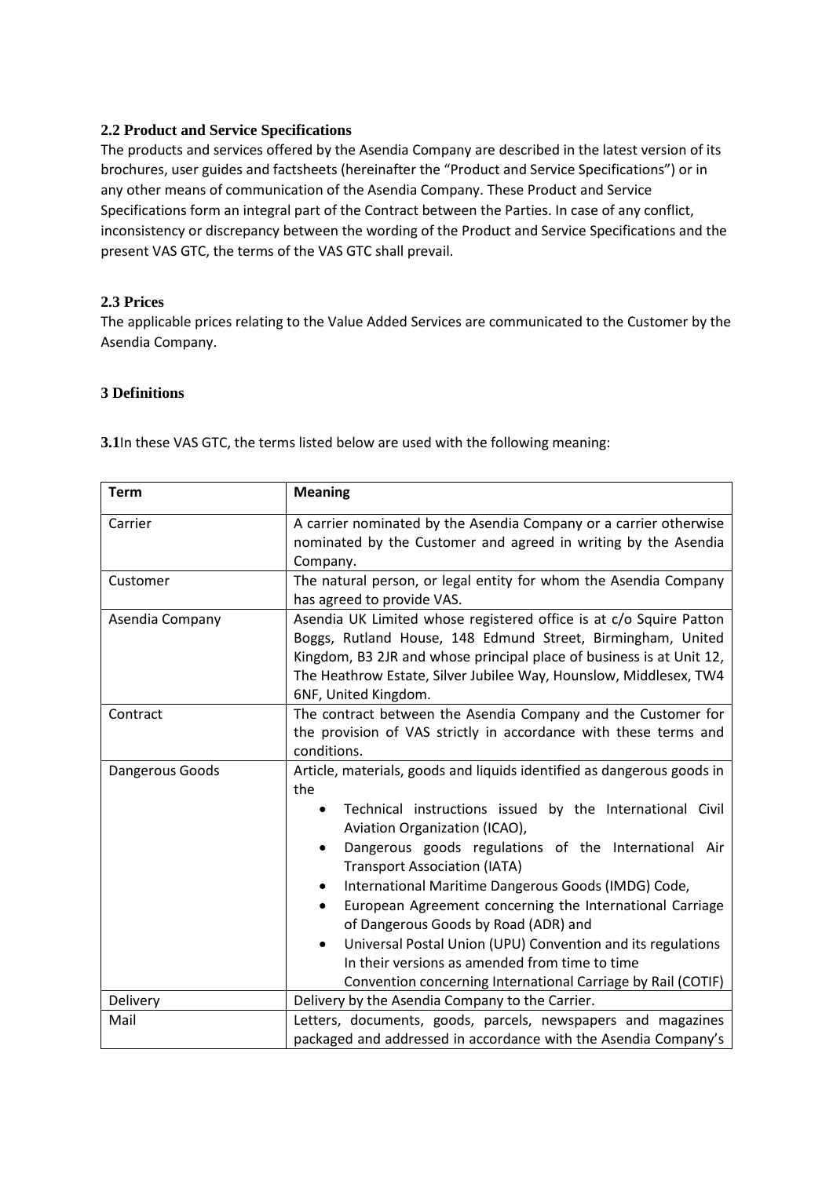### 2.2 Product and Service Specifications

The products and services offered by the Asendia Company are described in the latest version of its brochures, user guides and factsheets (hereinafter the "Product and Service Specifications") or in any other means of communication of the Asendia Company. These Product and Service Specifications form an integral part of the Contract between the Parties. In case of any conflict, inconsistency or discrepancy between the wording of the Product and Service Specifications and the present VAS GTC, the terms of the VAS GTC shall prevail.

### 2.3 Prices

The applicable prices relating to the Value Added Services are communicated to the Customer by the Asendia Company.

## 3 Definitions

**3.1**In these VAS GTC, the terms listed below are used with the following meaning:

| Term | Meaning |
|---|---|
| Carrier | A carrier nominated by the Asendia Company or a carrier otherwise nominated by the Customer and agreed in writing by the Asendia Company. |
| Customer | The natural person, or legal entity for whom the Asendia Company has agreed to provide VAS. |
| Asendia Company | Asendia UK Limited whose registered office is at c/o Squire Patton Boggs, Rutland House, 148 Edmund Street, Birmingham, United Kingdom, B3 2JR and whose principal place of business is at Unit 12, The Heathrow Estate, Silver Jubilee Way, Hounslow, Middlesex, TW4 6NF, United Kingdom. |
| Contract | The contract between the Asendia Company and the Customer for the provision of VAS strictly in accordance with these terms and conditions. |
| Dangerous Goods | Article, materials, goods and liquids identified as dangerous goods in the<br>• Technical instructions issued by the International Civil Aviation Organization (ICAO),<br>• Dangerous goods regulations of the International Air Transport Association (IATA)<br>• International Maritime Dangerous Goods (IMDG) Code,<br>• European Agreement concerning the International Carriage of Dangerous Goods by Road (ADR) and<br>• Universal Postal Union (UPU) Convention and its regulations In their versions as amended from time to time Convention concerning International Carriage by Rail (COTIF) |
| Delivery | Delivery by the Asendia Company to the Carrier. |
| Mail | Letters, documents, goods, parcels, newspapers and magazines packaged and addressed in accordance with the Asendia Company's |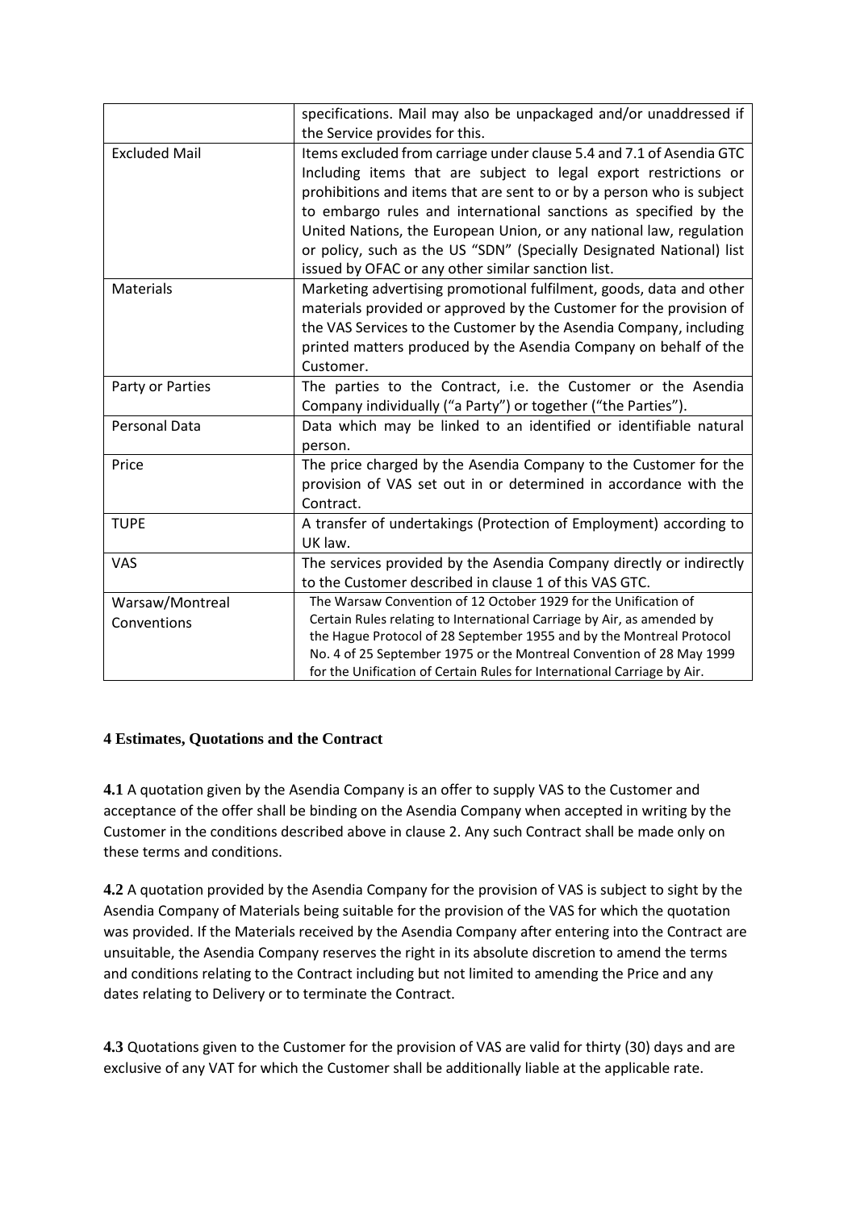| | |
|---|---|
| | specifications. Mail may also be unpackaged and/or unaddressed if the Service provides for this. |
| Excluded Mail | Items excluded from carriage under clause 5.4 and 7.1 of Asendia GTC Including items that are subject to legal export restrictions or prohibitions and items that are sent to or by a person who is subject to embargo rules and international sanctions as specified by the United Nations, the European Union, or any national law, regulation or policy, such as the US "SDN" (Specially Designated National) list issued by OFAC or any other similar sanction list. |
| Materials | Marketing advertising promotional fulfilment, goods, data and other materials provided or approved by the Customer for the provision of the VAS Services to the Customer by the Asendia Company, including printed matters produced by the Asendia Company on behalf of the Customer. |
| Party or Parties | The parties to the Contract, i.e. the Customer or the Asendia Company individually ("a Party") or together ("the Parties"). |
| Personal Data | Data which may be linked to an identified or identifiable natural person. |
| Price | The price charged by the Asendia Company to the Customer for the provision of VAS set out in or determined in accordance with the Contract. |
| TUPE | A transfer of undertakings (Protection of Employment) according to UK law. |
| VAS | The services provided by the Asendia Company directly or indirectly to the Customer described in clause 1 of this VAS GTC. |
| Warsaw/Montreal Conventions | The Warsaw Convention of 12 October 1929 for the Unification of Certain Rules relating to International Carriage by Air, as amended by the Hague Protocol of 28 September 1955 and by the Montreal Protocol No. 4 of 25 September 1975 or the Montreal Convention of 28 May 1999 for the Unification of Certain Rules for International Carriage by Air. |

## 4 Estimates, Quotations and the Contract

**4.1** A quotation given by the Asendia Company is an offer to supply VAS to the Customer and acceptance of the offer shall be binding on the Asendia Company when accepted in writing by the Customer in the conditions described above in clause 2. Any such Contract shall be made only on these terms and conditions.

**4.2** A quotation provided by the Asendia Company for the provision of VAS is subject to sight by the Asendia Company of Materials being suitable for the provision of the VAS for which the quotation was provided. If the Materials received by the Asendia Company after entering into the Contract are unsuitable, the Asendia Company reserves the right in its absolute discretion to amend the terms and conditions relating to the Contract including but not limited to amending the Price and any dates relating to Delivery or to terminate the Contract.

**4.3** Quotations given to the Customer for the provision of VAS are valid for thirty (30) days and are exclusive of any VAT for which the Customer shall be additionally liable at the applicable rate.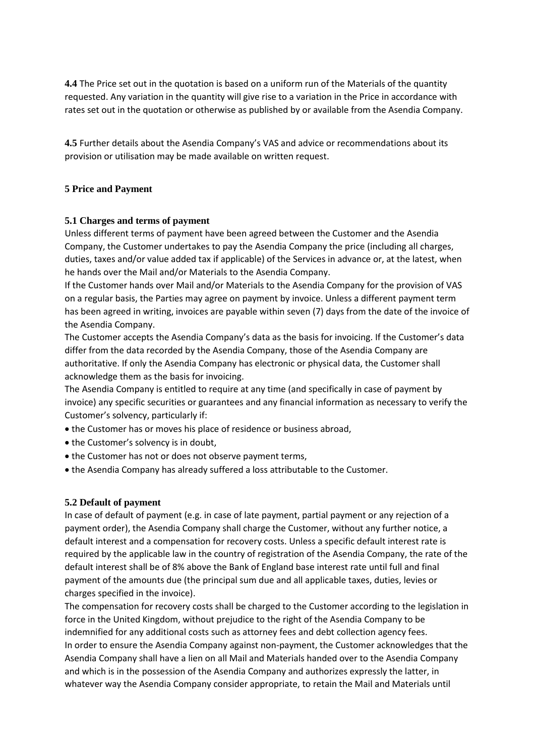**4.4** The Price set out in the quotation is based on a uniform run of the Materials of the quantity requested. Any variation in the quantity will give rise to a variation in the Price in accordance with rates set out in the quotation or otherwise as published by or available from the Asendia Company.

**4.5** Further details about the Asendia Company's VAS and advice or recommendations about its provision or utilisation may be made available on written request.

## 5 Price and Payment

### 5.1 Charges and terms of payment

Unless different terms of payment have been agreed between the Customer and the Asendia Company, the Customer undertakes to pay the Asendia Company the price (including all charges, duties, taxes and/or value added tax if applicable) of the Services in advance or, at the latest, when he hands over the Mail and/or Materials to the Asendia Company.

If the Customer hands over Mail and/or Materials to the Asendia Company for the provision of VAS on a regular basis, the Parties may agree on payment by invoice. Unless a different payment term has been agreed in writing, invoices are payable within seven (7) days from the date of the invoice of the Asendia Company.

The Customer accepts the Asendia Company's data as the basis for invoicing. If the Customer's data differ from the data recorded by the Asendia Company, those of the Asendia Company are authoritative. If only the Asendia Company has electronic or physical data, the Customer shall acknowledge them as the basis for invoicing.

The Asendia Company is entitled to require at any time (and specifically in case of payment by invoice) any specific securities or guarantees and any financial information as necessary to verify the Customer's solvency, particularly if:

- the Customer has or moves his place of residence or business abroad,
- the Customer's solvency is in doubt,
- the Customer has not or does not observe payment terms,
- the Asendia Company has already suffered a loss attributable to the Customer.

### 5.2 Default of payment

In case of default of payment (e.g. in case of late payment, partial payment or any rejection of a payment order), the Asendia Company shall charge the Customer, without any further notice, a default interest and a compensation for recovery costs. Unless a specific default interest rate is required by the applicable law in the country of registration of the Asendia Company, the rate of the default interest shall be of 8% above the Bank of England base interest rate until full and final payment of the amounts due (the principal sum due and all applicable taxes, duties, levies or charges specified in the invoice).

The compensation for recovery costs shall be charged to the Customer according to the legislation in force in the United Kingdom, without prejudice to the right of the Asendia Company to be indemnified for any additional costs such as attorney fees and debt collection agency fees.

In order to ensure the Asendia Company against non-payment, the Customer acknowledges that the Asendia Company shall have a lien on all Mail and Materials handed over to the Asendia Company and which is in the possession of the Asendia Company and authorizes expressly the latter, in whatever way the Asendia Company consider appropriate, to retain the Mail and Materials until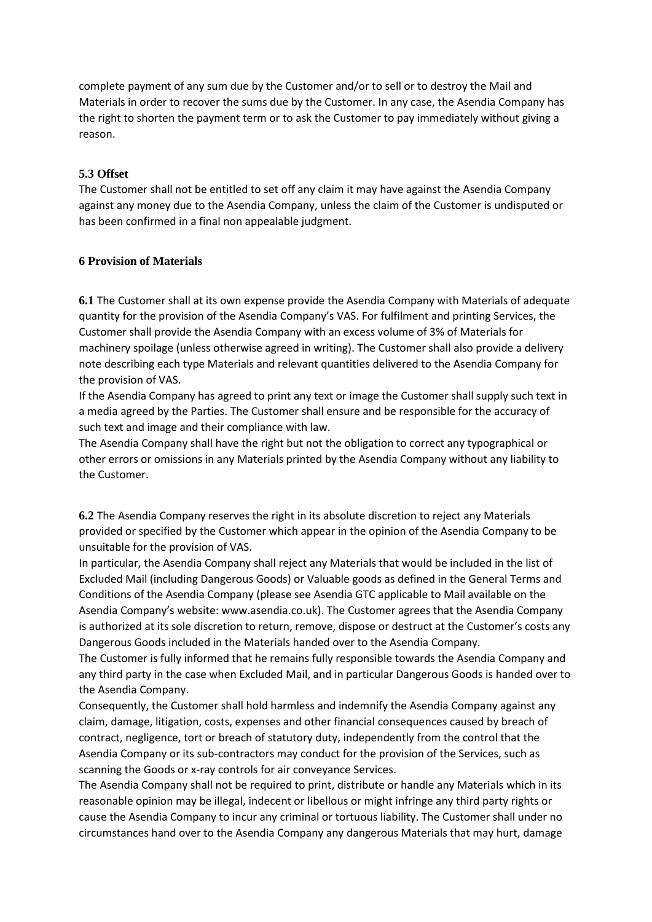complete payment of any sum due by the Customer and/or to sell or to destroy the Mail and Materials in order to recover the sums due by the Customer. In any case, the Asendia Company has the right to shorten the payment term or to ask the Customer to pay immediately without giving a reason.

### 5.3 Offset

The Customer shall not be entitled to set off any claim it may have against the Asendia Company against any money due to the Asendia Company, unless the claim of the Customer is undisputed or has been confirmed in a final non appealable judgment.

## 6 Provision of Materials

**6.1** The Customer shall at its own expense provide the Asendia Company with Materials of adequate quantity for the provision of the Asendia Company's VAS. For fulfilment and printing Services, the Customer shall provide the Asendia Company with an excess volume of 3% of Materials for machinery spoilage (unless otherwise agreed in writing). The Customer shall also provide a delivery note describing each type Materials and relevant quantities delivered to the Asendia Company for the provision of VAS.

If the Asendia Company has agreed to print any text or image the Customer shall supply such text in a media agreed by the Parties. The Customer shall ensure and be responsible for the accuracy of such text and image and their compliance with law.

The Asendia Company shall have the right but not the obligation to correct any typographical or other errors or omissions in any Materials printed by the Asendia Company without any liability to the Customer.

**6.2** The Asendia Company reserves the right in its absolute discretion to reject any Materials provided or specified by the Customer which appear in the opinion of the Asendia Company to be unsuitable for the provision of VAS.

In particular, the Asendia Company shall reject any Materials that would be included in the list of Excluded Mail (including Dangerous Goods) or Valuable goods as defined in the General Terms and Conditions of the Asendia Company (please see Asendia GTC applicable to Mail available on the Asendia Company's website: www.asendia.co.uk). The Customer agrees that the Asendia Company is authorized at its sole discretion to return, remove, dispose or destruct at the Customer's costs any Dangerous Goods included in the Materials handed over to the Asendia Company.

The Customer is fully informed that he remains fully responsible towards the Asendia Company and any third party in the case when Excluded Mail, and in particular Dangerous Goods is handed over to the Asendia Company.

Consequently, the Customer shall hold harmless and indemnify the Asendia Company against any claim, damage, litigation, costs, expenses and other financial consequences caused by breach of contract, negligence, tort or breach of statutory duty, independently from the control that the Asendia Company or its sub-contractors may conduct for the provision of the Services, such as scanning the Goods or x-ray controls for air conveyance Services.

The Asendia Company shall not be required to print, distribute or handle any Materials which in its reasonable opinion may be illegal, indecent or libellous or might infringe any third party rights or cause the Asendia Company to incur any criminal or tortuous liability. The Customer shall under no circumstances hand over to the Asendia Company any dangerous Materials that may hurt, damage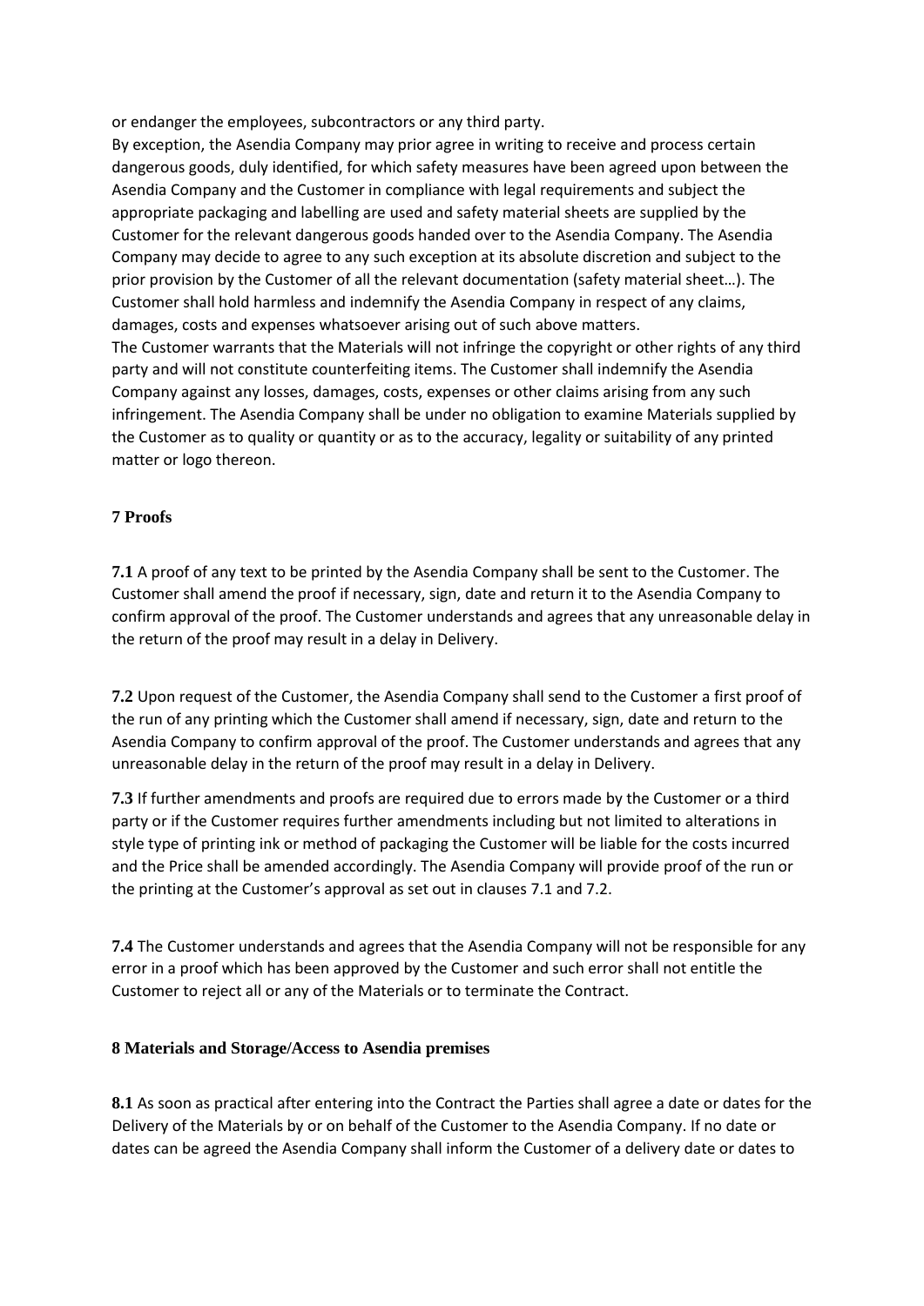or endanger the employees, subcontractors or any third party.

By exception, the Asendia Company may prior agree in writing to receive and process certain dangerous goods, duly identified, for which safety measures have been agreed upon between the Asendia Company and the Customer in compliance with legal requirements and subject the appropriate packaging and labelling are used and safety material sheets are supplied by the Customer for the relevant dangerous goods handed over to the Asendia Company. The Asendia Company may decide to agree to any such exception at its absolute discretion and subject to the prior provision by the Customer of all the relevant documentation (safety material sheet…). The Customer shall hold harmless and indemnify the Asendia Company in respect of any claims, damages, costs and expenses whatsoever arising out of such above matters.

The Customer warrants that the Materials will not infringe the copyright or other rights of any third party and will not constitute counterfeiting items. The Customer shall indemnify the Asendia Company against any losses, damages, costs, expenses or other claims arising from any such infringement. The Asendia Company shall be under no obligation to examine Materials supplied by the Customer as to quality or quantity or as to the accuracy, legality or suitability of any printed matter or logo thereon.

## 7 Proofs

**7.1** A proof of any text to be printed by the Asendia Company shall be sent to the Customer. The Customer shall amend the proof if necessary, sign, date and return it to the Asendia Company to confirm approval of the proof. The Customer understands and agrees that any unreasonable delay in the return of the proof may result in a delay in Delivery.

**7.2** Upon request of the Customer, the Asendia Company shall send to the Customer a first proof of the run of any printing which the Customer shall amend if necessary, sign, date and return to the Asendia Company to confirm approval of the proof. The Customer understands and agrees that any unreasonable delay in the return of the proof may result in a delay in Delivery.

**7.3** If further amendments and proofs are required due to errors made by the Customer or a third party or if the Customer requires further amendments including but not limited to alterations in style type of printing ink or method of packaging the Customer will be liable for the costs incurred and the Price shall be amended accordingly. The Asendia Company will provide proof of the run or the printing at the Customer's approval as set out in clauses 7.1 and 7.2.

**7.4** The Customer understands and agrees that the Asendia Company will not be responsible for any error in a proof which has been approved by the Customer and such error shall not entitle the Customer to reject all or any of the Materials or to terminate the Contract.

## 8 Materials and Storage/Access to Asendia premises

**8.1** As soon as practical after entering into the Contract the Parties shall agree a date or dates for the Delivery of the Materials by or on behalf of the Customer to the Asendia Company. If no date or dates can be agreed the Asendia Company shall inform the Customer of a delivery date or dates to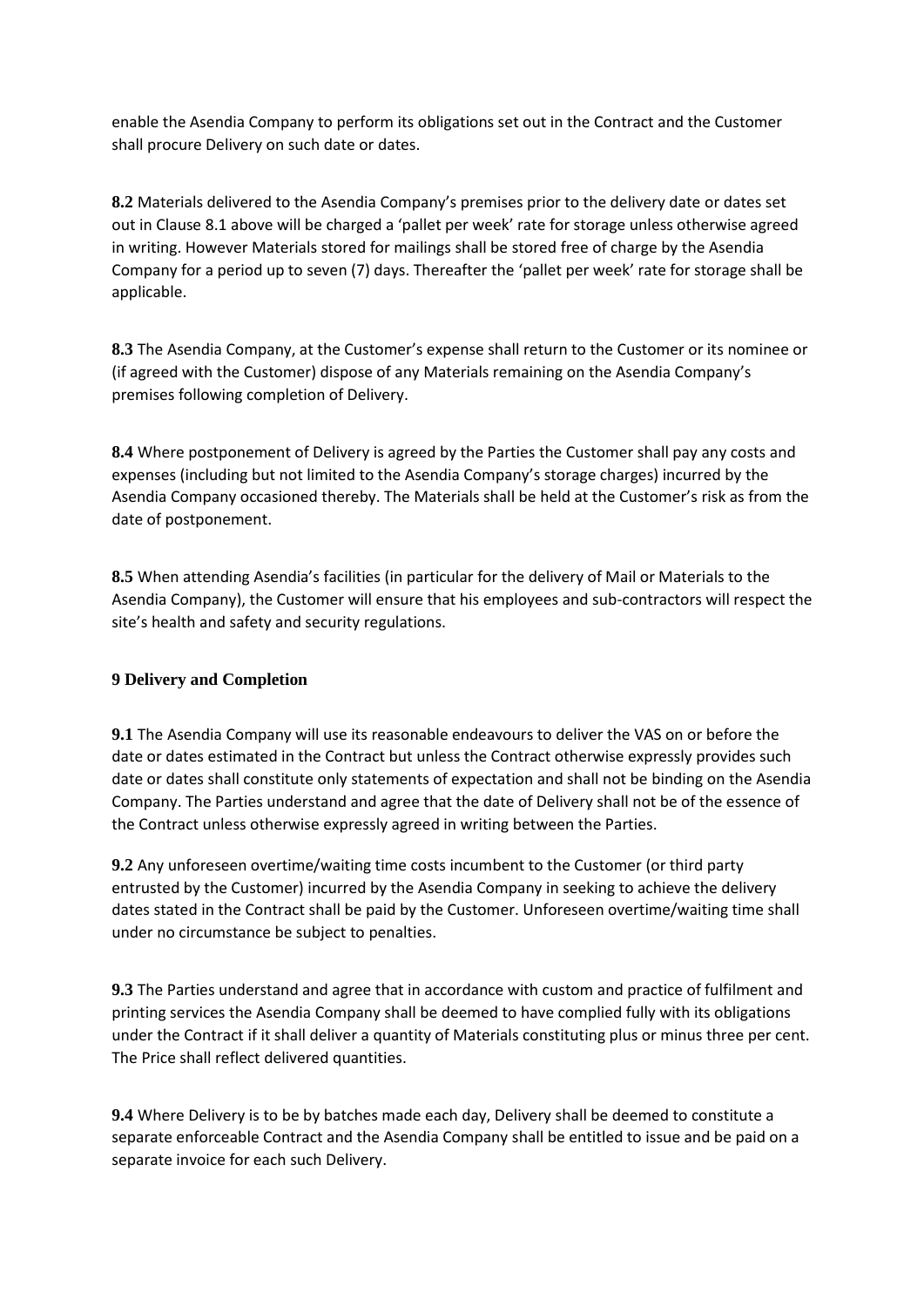enable the Asendia Company to perform its obligations set out in the Contract and the Customer shall procure Delivery on such date or dates.

**8.2** Materials delivered to the Asendia Company's premises prior to the delivery date or dates set out in Clause 8.1 above will be charged a 'pallet per week' rate for storage unless otherwise agreed in writing. However Materials stored for mailings shall be stored free of charge by the Asendia Company for a period up to seven (7) days. Thereafter the 'pallet per week' rate for storage shall be applicable.

**8.3** The Asendia Company, at the Customer's expense shall return to the Customer or its nominee or (if agreed with the Customer) dispose of any Materials remaining on the Asendia Company's premises following completion of Delivery.

**8.4** Where postponement of Delivery is agreed by the Parties the Customer shall pay any costs and expenses (including but not limited to the Asendia Company's storage charges) incurred by the Asendia Company occasioned thereby. The Materials shall be held at the Customer's risk as from the date of postponement.

**8.5** When attending Asendia's facilities (in particular for the delivery of Mail or Materials to the Asendia Company), the Customer will ensure that his employees and sub-contractors will respect the site's health and safety and security regulations.

## 9 Delivery and Completion

**9.1** The Asendia Company will use its reasonable endeavours to deliver the VAS on or before the date or dates estimated in the Contract but unless the Contract otherwise expressly provides such date or dates shall constitute only statements of expectation and shall not be binding on the Asendia Company. The Parties understand and agree that the date of Delivery shall not be of the essence of the Contract unless otherwise expressly agreed in writing between the Parties.

**9.2** Any unforeseen overtime/waiting time costs incumbent to the Customer (or third party entrusted by the Customer) incurred by the Asendia Company in seeking to achieve the delivery dates stated in the Contract shall be paid by the Customer. Unforeseen overtime/waiting time shall under no circumstance be subject to penalties.

**9.3** The Parties understand and agree that in accordance with custom and practice of fulfilment and printing services the Asendia Company shall be deemed to have complied fully with its obligations under the Contract if it shall deliver a quantity of Materials constituting plus or minus three per cent. The Price shall reflect delivered quantities.

**9.4** Where Delivery is to be by batches made each day, Delivery shall be deemed to constitute a separate enforceable Contract and the Asendia Company shall be entitled to issue and be paid on a separate invoice for each such Delivery.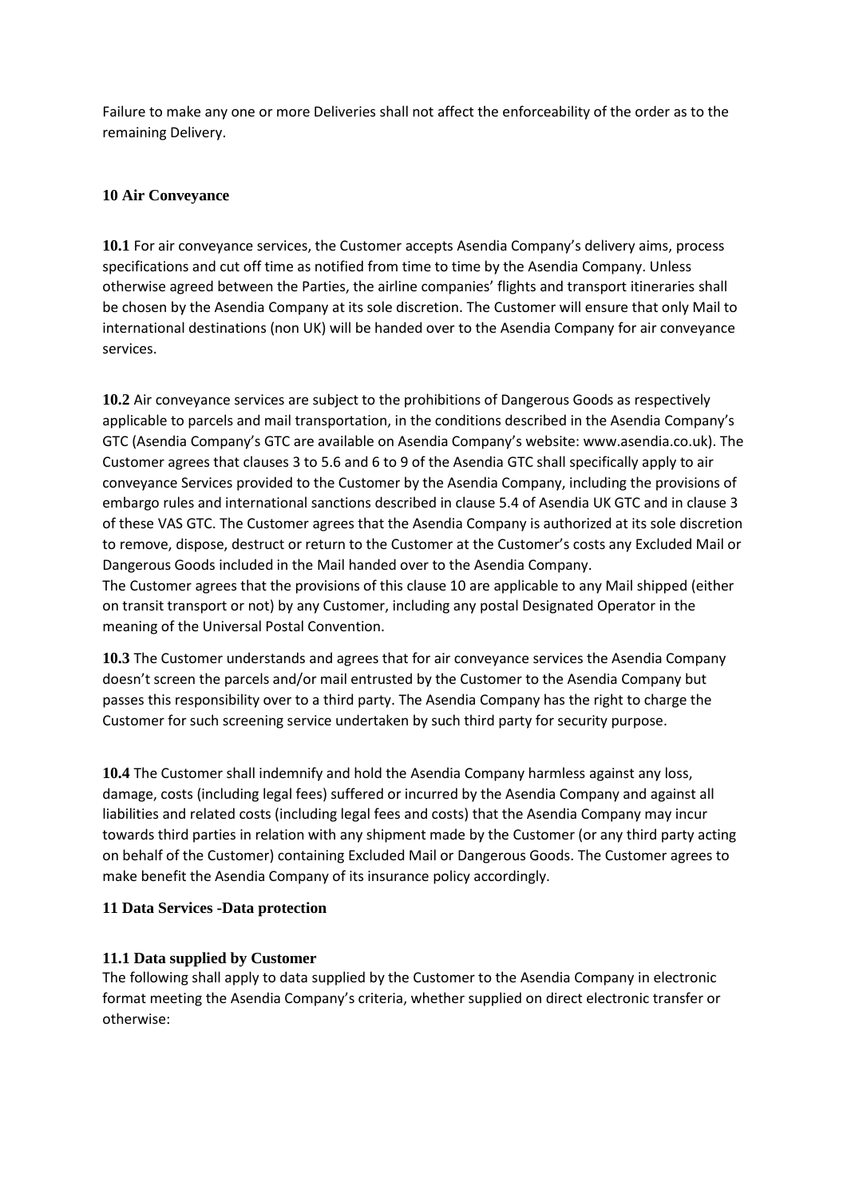Failure to make any one or more Deliveries shall not affect the enforceability of the order as to the remaining Delivery.

## 10 Air Conveyance

**10.1** For air conveyance services, the Customer accepts Asendia Company's delivery aims, process specifications and cut off time as notified from time to time by the Asendia Company. Unless otherwise agreed between the Parties, the airline companies' flights and transport itineraries shall be chosen by the Asendia Company at its sole discretion. The Customer will ensure that only Mail to international destinations (non UK) will be handed over to the Asendia Company for air conveyance services.

**10.2** Air conveyance services are subject to the prohibitions of Dangerous Goods as respectively applicable to parcels and mail transportation, in the conditions described in the Asendia Company's GTC (Asendia Company's GTC are available on Asendia Company's website: www.asendia.co.uk). The Customer agrees that clauses 3 to 5.6 and 6 to 9 of the Asendia GTC shall specifically apply to air conveyance Services provided to the Customer by the Asendia Company, including the provisions of embargo rules and international sanctions described in clause 5.4 of Asendia UK GTC and in clause 3 of these VAS GTC. The Customer agrees that the Asendia Company is authorized at its sole discretion to remove, dispose, destruct or return to the Customer at the Customer's costs any Excluded Mail or Dangerous Goods included in the Mail handed over to the Asendia Company.
The Customer agrees that the provisions of this clause 10 are applicable to any Mail shipped (either on transit transport or not) by any Customer, including any postal Designated Operator in the meaning of the Universal Postal Convention.

**10.3** The Customer understands and agrees that for air conveyance services the Asendia Company doesn't screen the parcels and/or mail entrusted by the Customer to the Asendia Company but passes this responsibility over to a third party. The Asendia Company has the right to charge the Customer for such screening service undertaken by such third party for security purpose.

**10.4** The Customer shall indemnify and hold the Asendia Company harmless against any loss, damage, costs (including legal fees) suffered or incurred by the Asendia Company and against all liabilities and related costs (including legal fees and costs) that the Asendia Company may incur towards third parties in relation with any shipment made by the Customer (or any third party acting on behalf of the Customer) containing Excluded Mail or Dangerous Goods. The Customer agrees to make benefit the Asendia Company of its insurance policy accordingly.

## 11 Data Services -Data protection

### 11.1 Data supplied by Customer

The following shall apply to data supplied by the Customer to the Asendia Company in electronic format meeting the Asendia Company's criteria, whether supplied on direct electronic transfer or otherwise: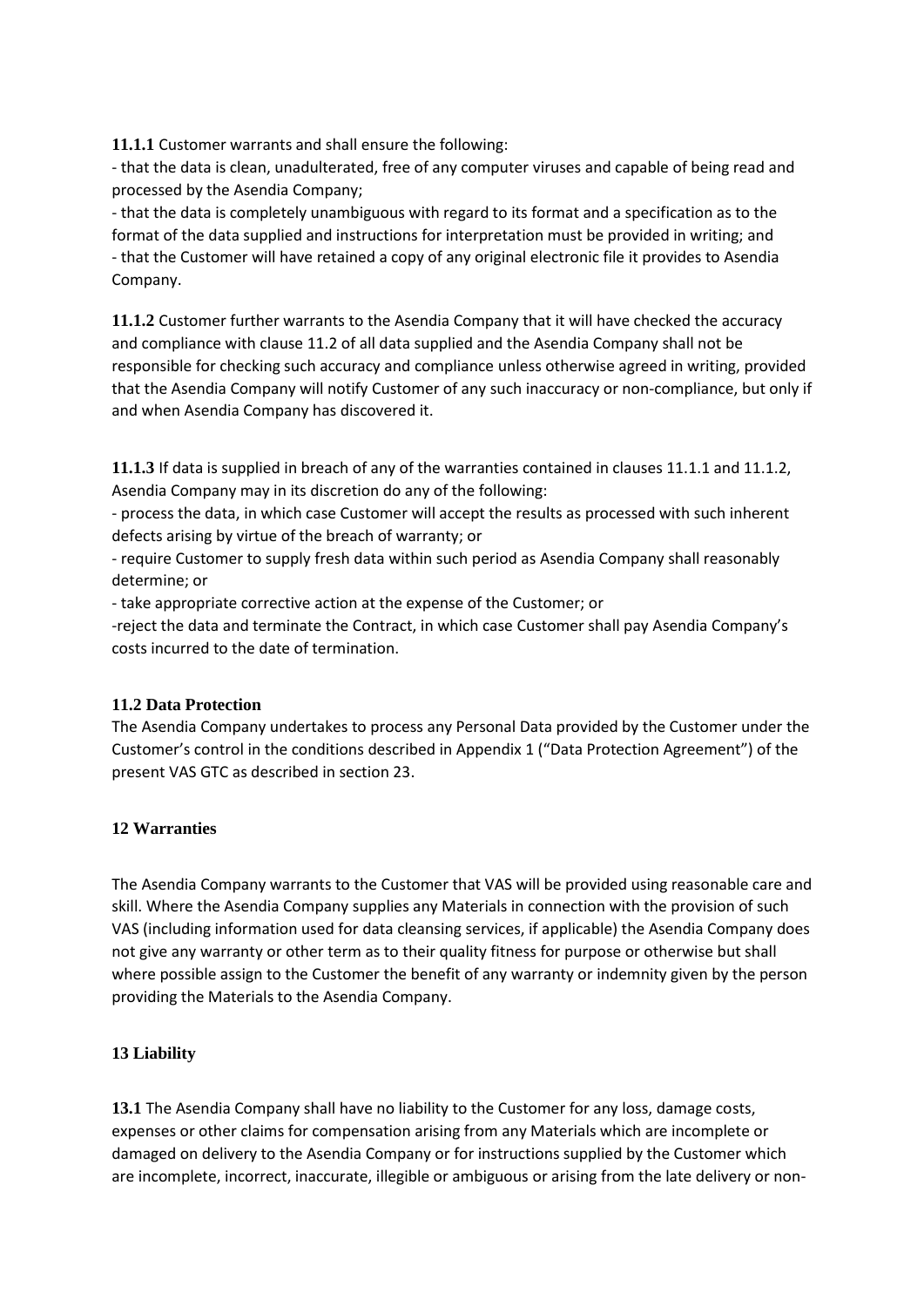**11.1.1** Customer warrants and shall ensure the following:

- that the data is clean, unadulterated, free of any computer viruses and capable of being read and processed by the Asendia Company;
- that the data is completely unambiguous with regard to its format and a specification as to the format of the data supplied and instructions for interpretation must be provided in writing; and
- that the Customer will have retained a copy of any original electronic file it provides to Asendia Company.

**11.1.2** Customer further warrants to the Asendia Company that it will have checked the accuracy and compliance with clause 11.2 of all data supplied and the Asendia Company shall not be responsible for checking such accuracy and compliance unless otherwise agreed in writing, provided that the Asendia Company will notify Customer of any such inaccuracy or non-compliance, but only if and when Asendia Company has discovered it.

**11.1.3** If data is supplied in breach of any of the warranties contained in clauses 11.1.1 and 11.1.2, Asendia Company may in its discretion do any of the following:

- process the data, in which case Customer will accept the results as processed with such inherent defects arising by virtue of the breach of warranty; or
- require Customer to supply fresh data within such period as Asendia Company shall reasonably determine; or
- take appropriate corrective action at the expense of the Customer; or
- reject the data and terminate the Contract, in which case Customer shall pay Asendia Company's costs incurred to the date of termination.

### 11.2 Data Protection

The Asendia Company undertakes to process any Personal Data provided by the Customer under the Customer's control in the conditions described in Appendix 1 ("Data Protection Agreement") of the present VAS GTC as described in section 23.

## 12 Warranties

The Asendia Company warrants to the Customer that VAS will be provided using reasonable care and skill. Where the Asendia Company supplies any Materials in connection with the provision of such VAS (including information used for data cleansing services, if applicable) the Asendia Company does not give any warranty or other term as to their quality fitness for purpose or otherwise but shall where possible assign to the Customer the benefit of any warranty or indemnity given by the person providing the Materials to the Asendia Company.

## 13 Liability

**13.1** The Asendia Company shall have no liability to the Customer for any loss, damage costs, expenses or other claims for compensation arising from any Materials which are incomplete or damaged on delivery to the Asendia Company or for instructions supplied by the Customer which are incomplete, incorrect, inaccurate, illegible or ambiguous or arising from the late delivery or non-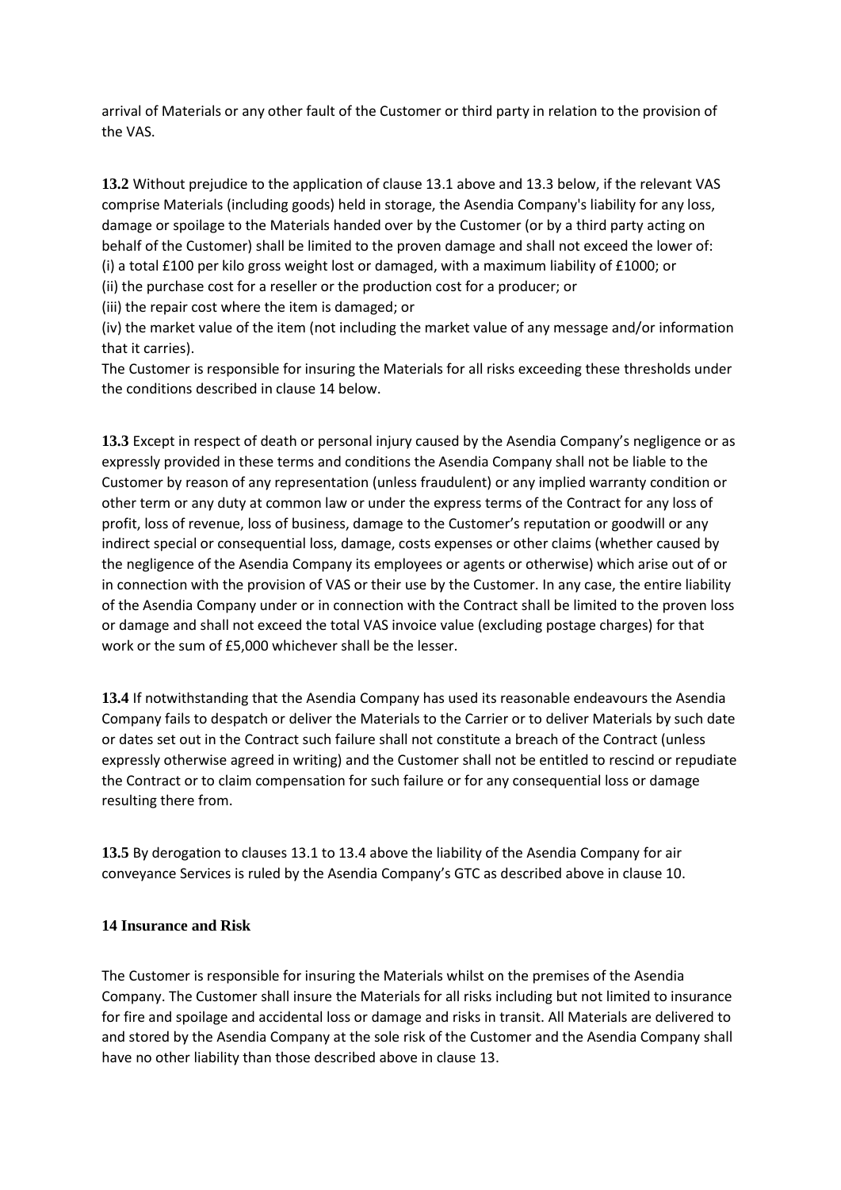arrival of Materials or any other fault of the Customer or third party in relation to the provision of the VAS.

**13.2** Without prejudice to the application of clause 13.1 above and 13.3 below, if the relevant VAS comprise Materials (including goods) held in storage, the Asendia Company's liability for any loss, damage or spoilage to the Materials handed over by the Customer (or by a third party acting on behalf of the Customer) shall be limited to the proven damage and shall not exceed the lower of:
(i) a total £100 per kilo gross weight lost or damaged, with a maximum liability of £1000; or
(ii) the purchase cost for a reseller or the production cost for a producer; or
(iii) the repair cost where the item is damaged; or
(iv) the market value of the item (not including the market value of any message and/or information that it carries).
The Customer is responsible for insuring the Materials for all risks exceeding these thresholds under the conditions described in clause 14 below.

**13.3** Except in respect of death or personal injury caused by the Asendia Company's negligence or as expressly provided in these terms and conditions the Asendia Company shall not be liable to the Customer by reason of any representation (unless fraudulent) or any implied warranty condition or other term or any duty at common law or under the express terms of the Contract for any loss of profit, loss of revenue, loss of business, damage to the Customer's reputation or goodwill or any indirect special or consequential loss, damage, costs expenses or other claims (whether caused by the negligence of the Asendia Company its employees or agents or otherwise) which arise out of or in connection with the provision of VAS or their use by the Customer. In any case, the entire liability of the Asendia Company under or in connection with the Contract shall be limited to the proven loss or damage and shall not exceed the total VAS invoice value (excluding postage charges) for that work or the sum of £5,000 whichever shall be the lesser.

**13.4** If notwithstanding that the Asendia Company has used its reasonable endeavours the Asendia Company fails to despatch or deliver the Materials to the Carrier or to deliver Materials by such date or dates set out in the Contract such failure shall not constitute a breach of the Contract (unless expressly otherwise agreed in writing) and the Customer shall not be entitled to rescind or repudiate the Contract or to claim compensation for such failure or for any consequential loss or damage resulting there from.

**13.5** By derogation to clauses 13.1 to 13.4 above the liability of the Asendia Company for air conveyance Services is ruled by the Asendia Company's GTC as described above in clause 10.

## 14 Insurance and Risk

The Customer is responsible for insuring the Materials whilst on the premises of the Asendia Company. The Customer shall insure the Materials for all risks including but not limited to insurance for fire and spoilage and accidental loss or damage and risks in transit. All Materials are delivered to and stored by the Asendia Company at the sole risk of the Customer and the Asendia Company shall have no other liability than those described above in clause 13.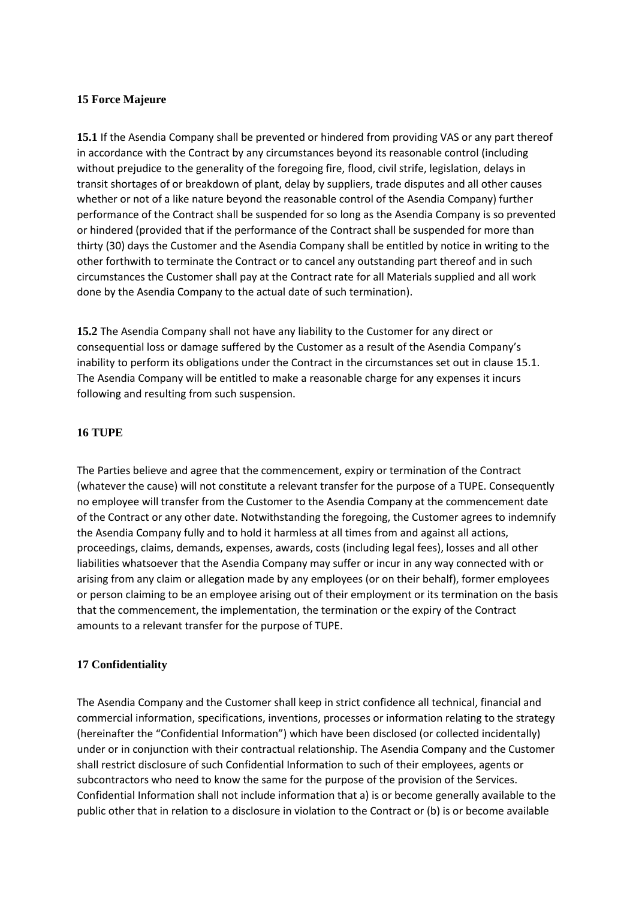## 15 Force Majeure

**15.1** If the Asendia Company shall be prevented or hindered from providing VAS or any part thereof in accordance with the Contract by any circumstances beyond its reasonable control (including without prejudice to the generality of the foregoing fire, flood, civil strife, legislation, delays in transit shortages of or breakdown of plant, delay by suppliers, trade disputes and all other causes whether or not of a like nature beyond the reasonable control of the Asendia Company) further performance of the Contract shall be suspended for so long as the Asendia Company is so prevented or hindered (provided that if the performance of the Contract shall be suspended for more than thirty (30) days the Customer and the Asendia Company shall be entitled by notice in writing to the other forthwith to terminate the Contract or to cancel any outstanding part thereof and in such circumstances the Customer shall pay at the Contract rate for all Materials supplied and all work done by the Asendia Company to the actual date of such termination).

**15.2** The Asendia Company shall not have any liability to the Customer for any direct or consequential loss or damage suffered by the Customer as a result of the Asendia Company's inability to perform its obligations under the Contract in the circumstances set out in clause 15.1. The Asendia Company will be entitled to make a reasonable charge for any expenses it incurs following and resulting from such suspension.

## 16 TUPE

The Parties believe and agree that the commencement, expiry or termination of the Contract (whatever the cause) will not constitute a relevant transfer for the purpose of a TUPE. Consequently no employee will transfer from the Customer to the Asendia Company at the commencement date of the Contract or any other date. Notwithstanding the foregoing, the Customer agrees to indemnify the Asendia Company fully and to hold it harmless at all times from and against all actions, proceedings, claims, demands, expenses, awards, costs (including legal fees), losses and all other liabilities whatsoever that the Asendia Company may suffer or incur in any way connected with or arising from any claim or allegation made by any employees (or on their behalf), former employees or person claiming to be an employee arising out of their employment or its termination on the basis that the commencement, the implementation, the termination or the expiry of the Contract amounts to a relevant transfer for the purpose of TUPE.

## 17 Confidentiality

The Asendia Company and the Customer shall keep in strict confidence all technical, financial and commercial information, specifications, inventions, processes or information relating to the strategy (hereinafter the "Confidential Information") which have been disclosed (or collected incidentally) under or in conjunction with their contractual relationship. The Asendia Company and the Customer shall restrict disclosure of such Confidential Information to such of their employees, agents or subcontractors who need to know the same for the purpose of the provision of the Services. Confidential Information shall not include information that a) is or become generally available to the public other that in relation to a disclosure in violation to the Contract or (b) is or become available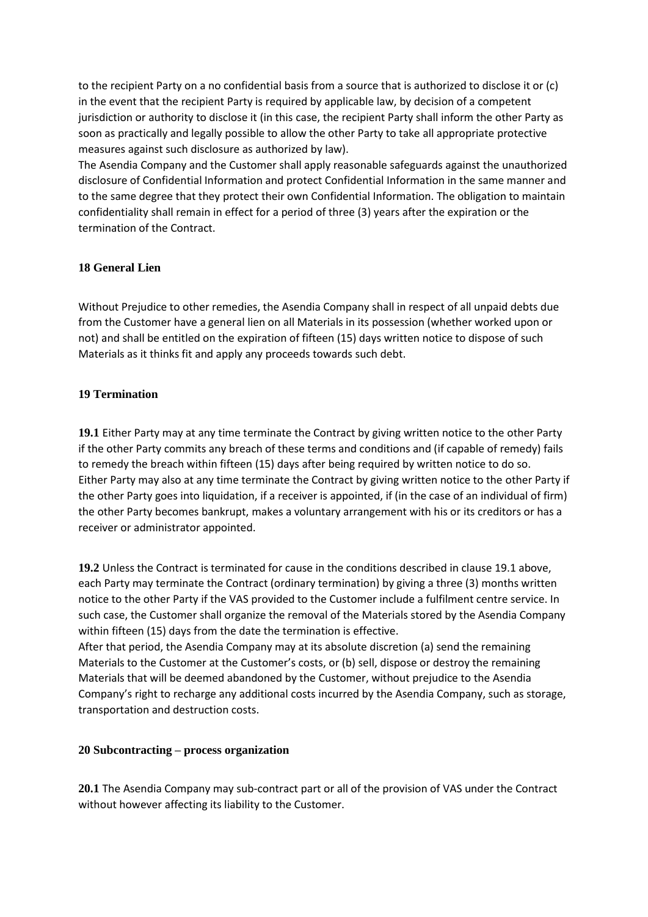to the recipient Party on a no confidential basis from a source that is authorized to disclose it or (c) in the event that the recipient Party is required by applicable law, by decision of a competent jurisdiction or authority to disclose it (in this case, the recipient Party shall inform the other Party as soon as practically and legally possible to allow the other Party to take all appropriate protective measures against such disclosure as authorized by law).
The Asendia Company and the Customer shall apply reasonable safeguards against the unauthorized disclosure of Confidential Information and protect Confidential Information in the same manner and to the same degree that they protect their own Confidential Information. The obligation to maintain confidentiality shall remain in effect for a period of three (3) years after the expiration or the termination of the Contract.

## 18 General Lien

Without Prejudice to other remedies, the Asendia Company shall in respect of all unpaid debts due from the Customer have a general lien on all Materials in its possession (whether worked upon or not) and shall be entitled on the expiration of fifteen (15) days written notice to dispose of such Materials as it thinks fit and apply any proceeds towards such debt.

## 19 Termination

**19.1** Either Party may at any time terminate the Contract by giving written notice to the other Party if the other Party commits any breach of these terms and conditions and (if capable of remedy) fails to remedy the breach within fifteen (15) days after being required by written notice to do so.
Either Party may also at any time terminate the Contract by giving written notice to the other Party if the other Party goes into liquidation, if a receiver is appointed, if (in the case of an individual of firm) the other Party becomes bankrupt, makes a voluntary arrangement with his or its creditors or has a receiver or administrator appointed.

**19.2** Unless the Contract is terminated for cause in the conditions described in clause 19.1 above, each Party may terminate the Contract (ordinary termination) by giving a three (3) months written notice to the other Party if the VAS provided to the Customer include a fulfilment centre service. In such case, the Customer shall organize the removal of the Materials stored by the Asendia Company within fifteen (15) days from the date the termination is effective.
After that period, the Asendia Company may at its absolute discretion (a) send the remaining Materials to the Customer at the Customer's costs, or (b) sell, dispose or destroy the remaining Materials that will be deemed abandoned by the Customer, without prejudice to the Asendia Company's right to recharge any additional costs incurred by the Asendia Company, such as storage, transportation and destruction costs.

## 20 Subcontracting – process organization

**20.1** The Asendia Company may sub-contract part or all of the provision of VAS under the Contract without however affecting its liability to the Customer.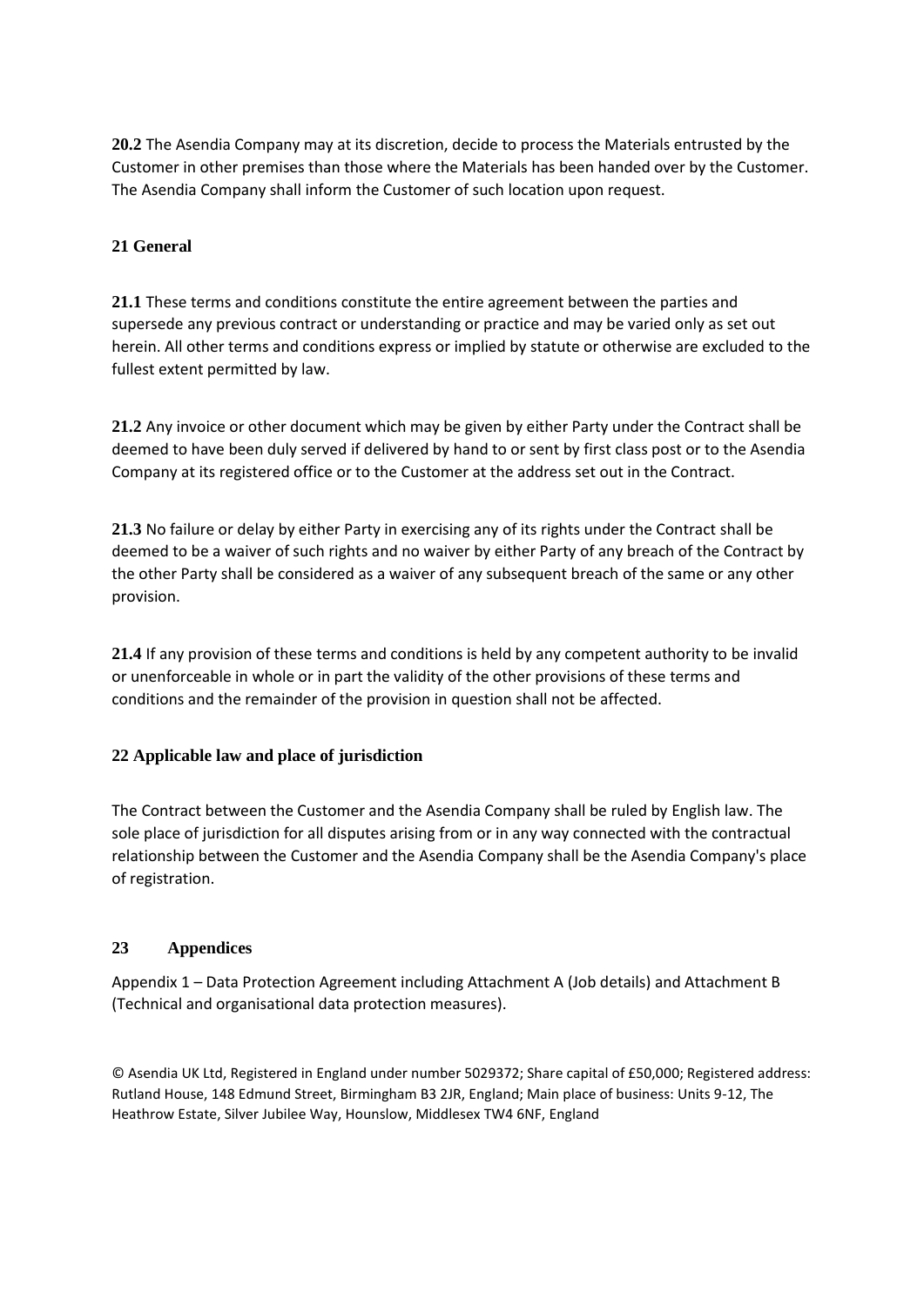**20.2** The Asendia Company may at its discretion, decide to process the Materials entrusted by the Customer in other premises than those where the Materials has been handed over by the Customer. The Asendia Company shall inform the Customer of such location upon request.

## 21 General

**21.1** These terms and conditions constitute the entire agreement between the parties and supersede any previous contract or understanding or practice and may be varied only as set out herein. All other terms and conditions express or implied by statute or otherwise are excluded to the fullest extent permitted by law.

**21.2** Any invoice or other document which may be given by either Party under the Contract shall be deemed to have been duly served if delivered by hand to or sent by first class post or to the Asendia Company at its registered office or to the Customer at the address set out in the Contract.

**21.3** No failure or delay by either Party in exercising any of its rights under the Contract shall be deemed to be a waiver of such rights and no waiver by either Party of any breach of the Contract by the other Party shall be considered as a waiver of any subsequent breach of the same or any other provision.

**21.4** If any provision of these terms and conditions is held by any competent authority to be invalid or unenforceable in whole or in part the validity of the other provisions of these terms and conditions and the remainder of the provision in question shall not be affected.

## 22 Applicable law and place of jurisdiction

The Contract between the Customer and the Asendia Company shall be ruled by English law. The sole place of jurisdiction for all disputes arising from or in any way connected with the contractual relationship between the Customer and the Asendia Company shall be the Asendia Company's place of registration.

## 23 Appendices

Appendix 1 – Data Protection Agreement including Attachment A (Job details) and Attachment B (Technical and organisational data protection measures).

© Asendia UK Ltd, Registered in England under number 5029372; Share capital of £50,000; Registered address: Rutland House, 148 Edmund Street, Birmingham B3 2JR, England; Main place of business: Units 9-12, The Heathrow Estate, Silver Jubilee Way, Hounslow, Middlesex TW4 6NF, England